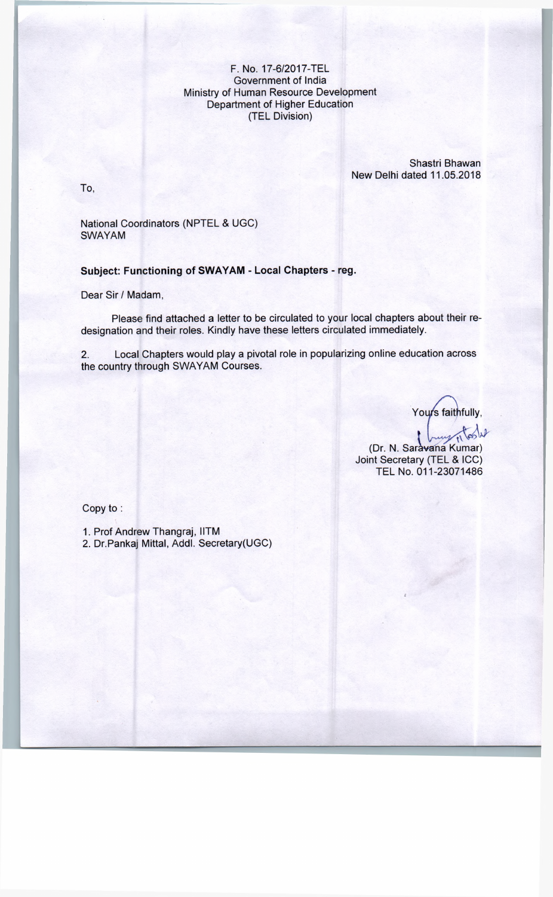F. No. 17-6/2017-TEL
Government of India
Ministry of Human Resource Development
Department of Higher Education
(TEL Division)

Shastri Bhawan
New Delhi dated 11.05.2018

To,

National Coordinators (NPTEL & UGC)
SWAYAM

**Subject: Functioning of SWAYAM - Local Chapters - reg.**

Dear Sir / Madam,

Please find attached a letter to be circulated to your local chapters about their re-designation and their roles. Kindly have these letters circulated immediately.

2. Local Chapters would play a pivotal role in popularizing online education across the country through SWAYAM Courses.

Yours faithfully,

(Dr. N. Saravana Kumar)
Joint Secretary (TEL & ICC)
TEL No. 011-23071486

Copy to :

1. Prof Andrew Thangraj, IITM
2. Dr.Pankaj Mittal, Addl. Secretary(UGC)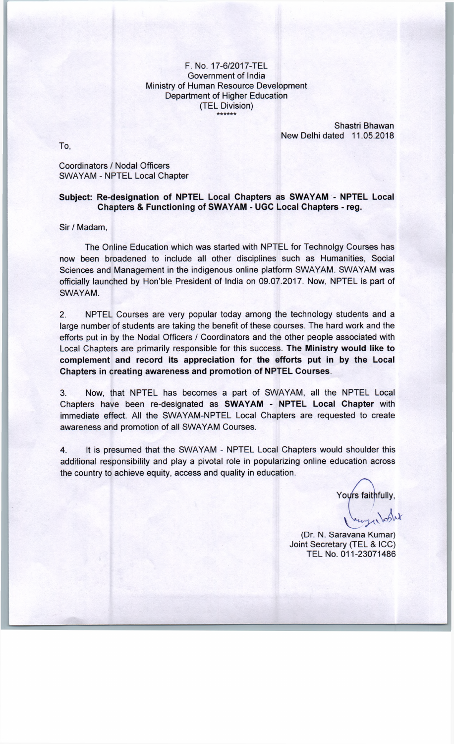F. No. 17-6/2017-TEL
Government of India
Ministry of Human Resource Development
Department of Higher Education
(TEL Division)
******

Shastri Bhawan
New Delhi dated 11.05.2018

To,

Coordinators / Nodal Officers
SWAYAM - NPTEL Local Chapter

**Subject: Re-designation of NPTEL Local Chapters as SWAYAM - NPTEL Local Chapters & Functioning of SWAYAM - UGC Local Chapters - reg.**

Sir / Madam,

The Online Education which was started with NPTEL for Technolgy Courses has now been broadened to include all other disciplines such as Humanities, Social Sciences and Management in the indigenous online platform SWAYAM. SWAYAM was officially launched by Hon'ble President of India on 09.07.2017. Now, NPTEL is part of SWAYAM.

2. NPTEL Courses are very popular today among the technology students and a large number of students are taking the benefit of these courses. The hard work and the efforts put in by the Nodal Officers / Coordinators and the other people associated with Local Chapters are primarily responsible for this success. **The Ministry would like to complement and record its appreciation for the efforts put in by the Local Chapters in creating awareness and promotion of NPTEL Courses**.

3. Now, that NPTEL has becomes a part of SWAYAM, all the NPTEL Local Chapters have been re-designated as **SWAYAM - NPTEL Local Chapter** with immediate effect. All the SWAYAM-NPTEL Local Chapters are requested to create awareness and promotion of all SWAYAM Courses.

4. It is presumed that the SWAYAM - NPTEL Local Chapters would shoulder this additional responsibility and play a pivotal role in popularizing online education across the country to achieve equity, access and quality in education.

Yours faithfully,

(Dr. N. Saravana Kumar)
Joint Secretary (TEL & ICC)
TEL No. 011-23071486